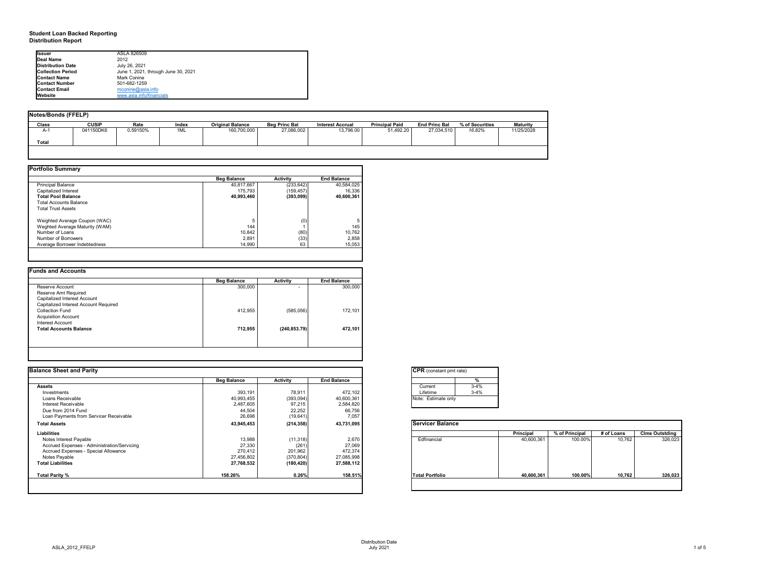# Student Loan Backed Reporting
## Distribution Report

| | |
|---|---|
| **Issuer** | ASLA 826509 |
| **Deal Name** | 2012 |
| **Distribution Date** | July 26, 2021 |
| **Collection Period** | June 1, 2021, through June 30, 2021 |
| **Contact Name** | Mark Conine |
| **Contact Number** | 501-682-1259 |
| **Contact Email** | mconine@asla.info |
| **Website** | www.asla.info/financials |

### Notes/Bonds (FFELP)

| Class | CUSIP | Rate | Index | Original Balance | Beg Princ Bal | Interest Accrual | Principal Paid | End Princ Bal | % of Securities | Maturity |
|---|---|---|---|---|---|---|---|---|---|---|
| A-1 | 041150DK6 | 0.59150% | 1ML | 160,700,000 | 27,086,002 | 13,796.00 | 51,492.20 | 27,034,510 | *16.82%* | 11/25/2028 |
| **Total** | | | | | | | | | | |

### Portfolio Summary

| | Beg Balance | Activity | End Balance |
|---|---|---|---|
| Principal Balance | 40,817,667 | (233,642) | 40,584,025 |
| Capitalized Interest | 175,793 | (159,457) | 16,336 |
| **Total Pool Balance** | **40,993,460** | **(393,099)** | **40,600,361** |
| Total Accounts Balance | | | |
| Total Trust Assets | | | |
| | | | |
| Weighted Average Coupon (WAC) | 5 | (0) | 5 |
| Weghted Average Maturity (WAM) | 144 | 1 | 145 |
| Number of Loans | 10,842 | (80) | 10,762 |
| Number of Borrowers | 2,891 | (33) | 2,858 |
| Average Borrower Indebtedness | 14,990 | 63 | 15,053 |

### Funds and Accounts

| | Beg Balance | Activity | End Balance |
|---|---|---|---|
| Reserve Account | 300,000 | - | 300,000 |
| Reserve Amt Required | | | |
| Capitalized Interest Account | | | |
| Capitalized Interest Account Required | | | |
| Collection Fund | 412,955 | (585,056) | 172,101 |
| Acquisition Account | | | |
| Interest Account | | | |
| **Total Accounts Balance** | **712,955** | **(240,853.79)** | **472,101** |

### Balance Sheet and Parity

| | Beg Balance | Activity | End Balance |
|---|---|---|---|
| **Assets** | | | |
| Investments | 393,191 | 78,911 | 472,102 |
| Loans Receivable | 40,993,455 | (393,094) | 40,600,361 |
| Interest Receivable | 2,487,605 | 97,215 | 2,584,820 |
| Due from 2014 Fund | 44,504 | 22,252 | 66,756 |
| Loan Payments from Servicer Receivable | 26,698 | (19,641) | 7,057 |
| **Total Assets** | **43,945,453** | **(214,358)** | **43,731,095** |
| **Liabilities** | | | |
| Notes Interest Payable | 13,988 | (11,318) | 2,670 |
| Accrued Expenses - Administration/Servicing | 27,330 | (261) | 27,069 |
| Accrued Expenses - Special Allowance | 270,412 | 201,962 | 472,374 |
| Notes Payable | 27,456,802 | (370,804) | 27,085,998 |
| **Total Liabilities** | **27,768,532** | **(180,420)** | **27,588,112** |
| | | | |
| **Total Parity %** | **158.26%** | **0.26%** | **158.51%** |

### CPR (constant pmt rate)

| | % |
|---|---|
| Current | 3-4% |
| Lifetime | 3-4% |

Note: Estimate only

### Servicer Balance

| | Principal | % of Principal | # of Loans | Clms Outstding |
|---|---|---|---|---|
| Edfinancial | 40,600,361 | 100.00% | 10,762 | 326,023 |
| **Total Portfolio** | **40,600,361** | **100.00%** | **10,762** | **326,023** |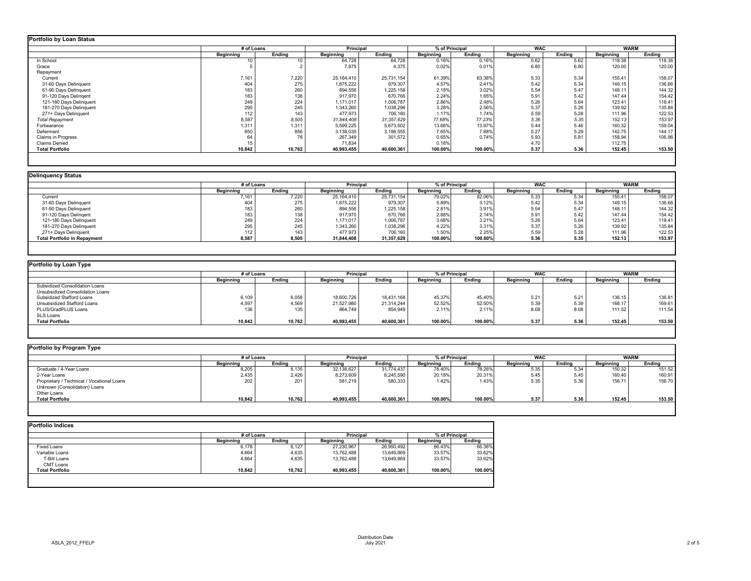## Portfolio by Loan Status

| | # of Loans | | Principal | | % of Principal | | WAC | | WARM | |
|---|---|---|---|---|---|---|---|---|---|---|
| | Beginning | Ending | Beginning | Ending | Beginning | Ending | Beginning | Ending | Beginning | Ending |
| In School | 10 | 10 | 64,728 | 64,728 | 0.16% | 0.16% | 5.62 | 5.62 | 118.38 | 118.38 |
| Grace | 5 | 2 | 7,875 | 4,375 | 0.02% | 0.01% | 6.80 | 6.80 | 120.00 | 120.00 |
| Repayment | | | | | | | | | | |
| Current | 7,161 | 7,220 | 25,164,410 | 25,731,154 | 61.39% | 63.38% | 5.33 | 5.34 | 155.41 | 158.07 |
| 31-60 Days Delinquent | 404 | 275 | 1,875,222 | 979,307 | 4.57% | 2.41% | 5.42 | 5.34 | 149.15 | 136.66 |
| 61-90 Days Delinquent | 183 | 260 | 894,556 | 1,225,158 | 2.18% | 3.02% | 5.54 | 5.47 | 148.11 | 144.32 |
| 91-120 Days Delinqent | 183 | 138 | 917,970 | 670,766 | 2.24% | 1.65% | 5.91 | 5.42 | 147.44 | 154.42 |
| 121-180 Days Delinquent | 249 | 224 | 1,171,017 | 1,006,787 | 2.86% | 2.48% | 5.26 | 5.64 | 123.41 | 118.41 |
| 181-270 Days Delinquent | 295 | 245 | 1,343,260 | 1,038,296 | 3.28% | 2.56% | 5.37 | 5.26 | 139.92 | 135.84 |
| 271+ Days Delinquent | 112 | 143 | 477,973 | 706,160 | 1.17% | 1.74% | 5.59 | 5.28 | 111.96 | 122.53 |
| *Total Repayment* | *8,587* | *8,505* | *31,844,408* | *31,357,629* | *77.68%* | *77.23%* | *5.36* | *5.35* | *152.13* | *153.97* |
| Forbearance | 1,311 | 1,311 | 5,599,225 | 5,673,502 | 13.66% | 13.97% | 5.44 | 5.46 | 160.32 | 159.04 |
| Deferment | 850 | 856 | 3,138,035 | 3,198,555 | 7.65% | 7.88% | 5.27 | 5.29 | 142.75 | 144.17 |
| Claims in Progress | 64 | 78 | 267,349 | 301,572 | 0.65% | 0.74% | 5.93 | 5.81 | 158.94 | 106.96 |
| Claims Denied | 15 | | 71,834 | | 0.18% | | 4.70 | | 112.75 | |
| **Total Portfolio** | **10,842** | **10,762** | **40,993,455** | **40,600,361** | **100.00%** | **100.00%** | **5.37** | **5.36** | **152.45** | **153.50** |

## Delinquency Status

| | # of Loans | | Principal | | % of Principal | | WAC | | WARM | |
|---|---|---|---|---|---|---|---|---|---|---|
| | Beginning | Ending | Beginning | Ending | Beginning | Ending | Beginning | Ending | Beginning | Ending |
| Current | 7,161 | 7,220 | 25,164,410 | 25,731,154 | 79.02% | 82.06% | 5.33 | 5.34 | 155.41 | 158.07 |
| 31-60 Days Delinquent | 404 | 275 | 1,875,222 | 979,307 | 5.89% | 3.12% | 5.42 | 5.34 | 149.15 | 136.66 |
| 61-90 Days Delinquent | 183 | 260 | 894,556 | 1,225,158 | 2.81% | 3.91% | 5.54 | 5.47 | 148.11 | 144.32 |
| 91-120 Days Delinqent | 183 | 138 | 917,970 | 670,766 | 2.88% | 2.14% | 5.91 | 5.42 | 147.44 | 154.42 |
| 121-180 Days Delinquent | 249 | 224 | 1,171,017 | 1,006,787 | 3.68% | 3.21% | 5.26 | 5.64 | 123.41 | 118.41 |
| 181-270 Days Delinquent | 295 | 245 | 1,343,260 | 1,038,296 | 4.22% | 3.31% | 5.37 | 5.26 | 139.92 | 135.84 |
| 271+ Days Delinquent | 112 | 143 | 477,973 | 706,160 | 1.50% | 2.25% | 5.59 | 5.28 | 111.96 | 122.53 |
| **Total Portfolio in Repayment** | **8,587** | **8,505** | **31,844,408** | **31,357,629** | **100.00%** | **100.00%** | **5.36** | **5.35** | **152.13** | **153.97** |

## Portfolio by Loan Type

| | # of Loans | | Principal | | % of Principal | | WAC | | WARM | |
|---|---|---|---|---|---|---|---|---|---|---|
| | Beginning | Ending | Beginning | Ending | Beginning | Ending | Beginning | Ending | Beginning | Ending |
| Subsidized Consolidation Loans | | | | | | | | | | |
| Unsubsidized Consolidation Loans | | | | | | | | | | |
| Subsidized Stafford Loans | 6,109 | 6,058 | 18,600,726 | 18,431,168 | 45.37% | 45.40% | 5.21 | 5.21 | 136.15 | 136.81 |
| Unsubsidized Stafford Loans | 4,597 | 4,569 | 21,527,980 | 21,314,244 | 52.52% | 52.50% | 5.39 | 5.39 | 168.17 | 169.61 |
| PLUS/GradPLUS Loans | 136 | 135 | 864,749 | 854,949 | 2.11% | 2.11% | 8.08 | 8.08 | 111.52 | 111.54 |
| SLS Loans | | | | | | | | | | |
| **Total Portfolio** | **10,842** | **10,762** | **40,993,455** | **40,600,361** | **100.00%** | **100.00%** | **5.37** | **5.36** | **152.45** | **153.50** |

## Portfolio by Program Type

| | # of Loans | | Principal | | % of Principal | | WAC | | WARM | |
|---|---|---|---|---|---|---|---|---|---|---|
| | Beginning | Ending | Beginning | Ending | Beginning | Ending | Beginning | Ending | Beginning | Ending |
| Graduate / 4-Year Loans | 8,205 | 8,135 | 32,138,627 | 31,774,437 | 78.40% | 78.26% | 5.35 | 5.34 | 150.32 | 151.52 |
| 2-Year Loans | 2,435 | 2,426 | 8,273,609 | 8,245,590 | 20.18% | 20.31% | 5.45 | 5.45 | 160.40 | 160.91 |
| Proprietary / Technical / Vocational Loans | 202 | 201 | 581,219 | 580,333 | 1.42% | 1.43% | 5.35 | 5.36 | 156.71 | 156.70 |
| Unknown (Consolidation) Loans | | | | | | | | | | |
| Other Loans | | | | | | | | | | |
| **Total Portfolio** | **10,842** | **10,762** | **40,993,455** | **40,600,361** | **100.00%** | **100.00%** | **5.37** | **5.36** | **152.45** | **153.50** |

## Portfolio Indices

| | # of Loans | | Principal | | % of Principal | |
|---|---|---|---|---|---|---|
| | Beginning | Ending | Beginning | Ending | Beginning | Ending |
| Fixed Loans | 6,178 | 6,127 | 27,230,967 | 26,950,492 | 66.43% | 66.38% |
| Variable Loans | 4,664 | 4,635 | 13,762,488 | 13,649,869 | 33.57% | 33.62% |
| T-Bill Loans | 4,664 | 4,635 | 13,762,488 | 13,649,869 | 33.57% | 33.62% |
| CMT Loans | | | | | | |
| **Total Portfolio** | **10,842** | **10,762** | **40,993,455** | **40,600,361** | **100.00%** | **100.00%** |

ASLA_2012_FFELP

Distribution Date
July 2021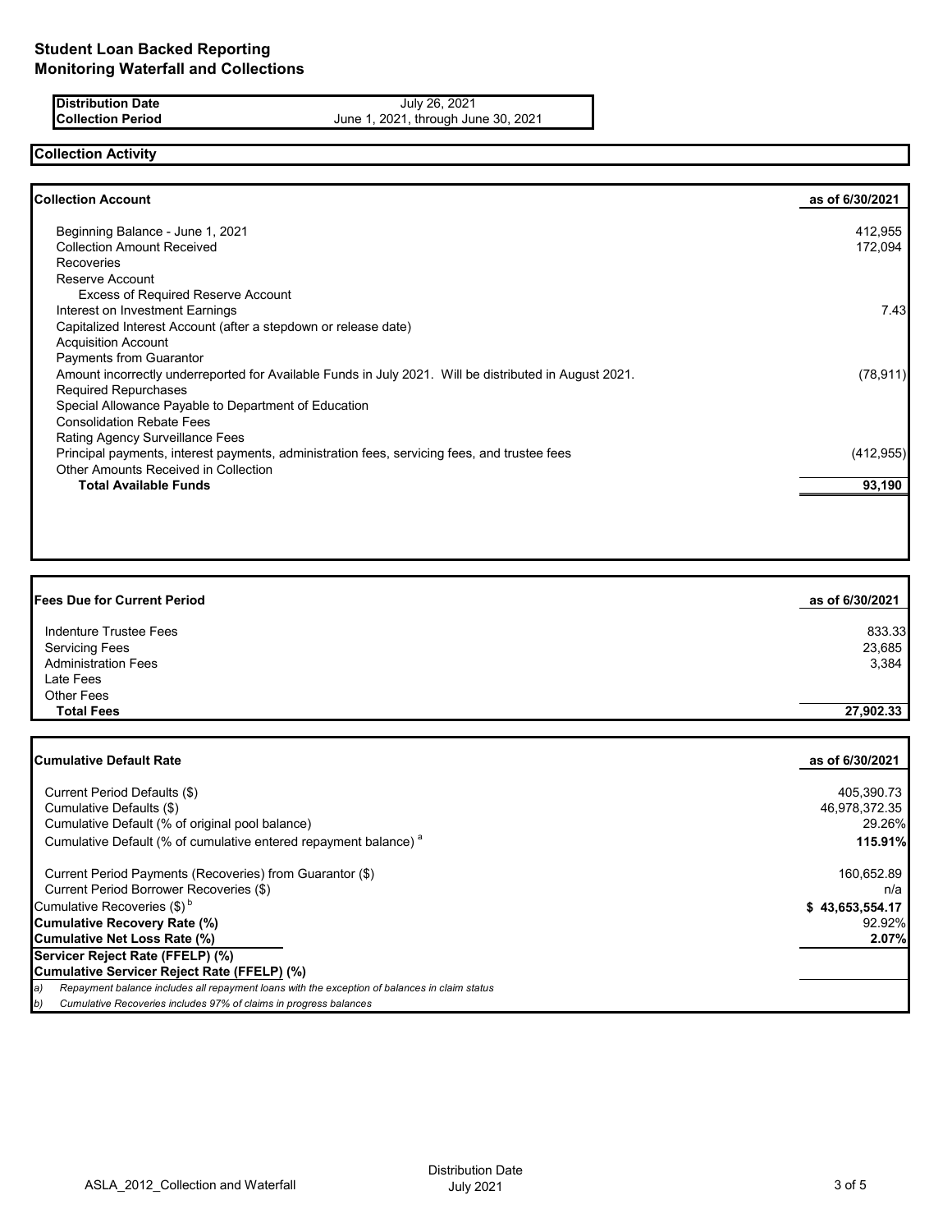# Student Loan Backed Reporting
# Monitoring Waterfall and Collections

| | |
|---|---|
| **Distribution Date** | July 26, 2021 |
| **Collection Period** | June 1, 2021, through June 30, 2021 |

## Collection Activity

| **Collection Account** | **as of 6/30/2021** |
|---|---|
| Beginning Balance - June 1, 2021 | 412,955 |
| Collection Amount Received | 172,094 |
| Recoveries | |
| Reserve Account | |
| Excess of Required Reserve Account | |
| Interest on Investment Earnings | 7.43 |
| Capitalized Interest Account (after a stepdown or release date) | |
| Acquisition Account | |
| Payments from Guarantor | |
| Amount incorrectly underreported for Available Funds in July 2021. Will be distributed in August 2021. | (78,911) |
| Required Repurchases | |
| Special Allowance Payable to Department of Education | |
| Consolidation Rebate Fees | |
| Rating Agency Surveillance Fees | |
| Principal payments, interest payments, administration fees, servicing fees, and trustee fees | (412,955) |
| Other Amounts Received in Collection | |
| **Total Available Funds** | **93,190** |

| **Fees Due for Current Period** | **as of 6/30/2021** |
|---|---|
| Indenture Trustee Fees | 833.33 |
| Servicing Fees | 23,685 |
| Administration Fees | 3,384 |
| Late Fees | |
| Other Fees | |
| **Total Fees** | **27,902.33** |

| **Cumulative Default Rate** | **as of 6/30/2021** |
|---|---|
| Current Period Defaults ($) | 405,390.73 |
| Cumulative Defaults ($) | 46,978,372.35 |
| Cumulative Default (% of original pool balance) | 29.26% |
| Cumulative Default (% of cumulative entered repayment balance) [a] | **115.91%** |
| Current Period Payments (Recoveries) from Guarantor ($) | 160,652.89 |
| Current Period Borrower Recoveries ($) | n/a |
| Cumulative Recoveries ($) [b] | **$ 43,653,554.17** |
| **Cumulative Recovery Rate (%)** | 92.92% |
| **Cumulative Net Loss Rate (%)** | **2.07%** |
| **Servicer Reject Rate (FFELP) (%)** | |
| **Cumulative Servicer Reject Rate (FFELP) (%)** | |

*a) Repayment balance includes all repayment loans with the exception of balances in claim status*

*b) Cumulative Recoveries includes 97% of claims in progress balances*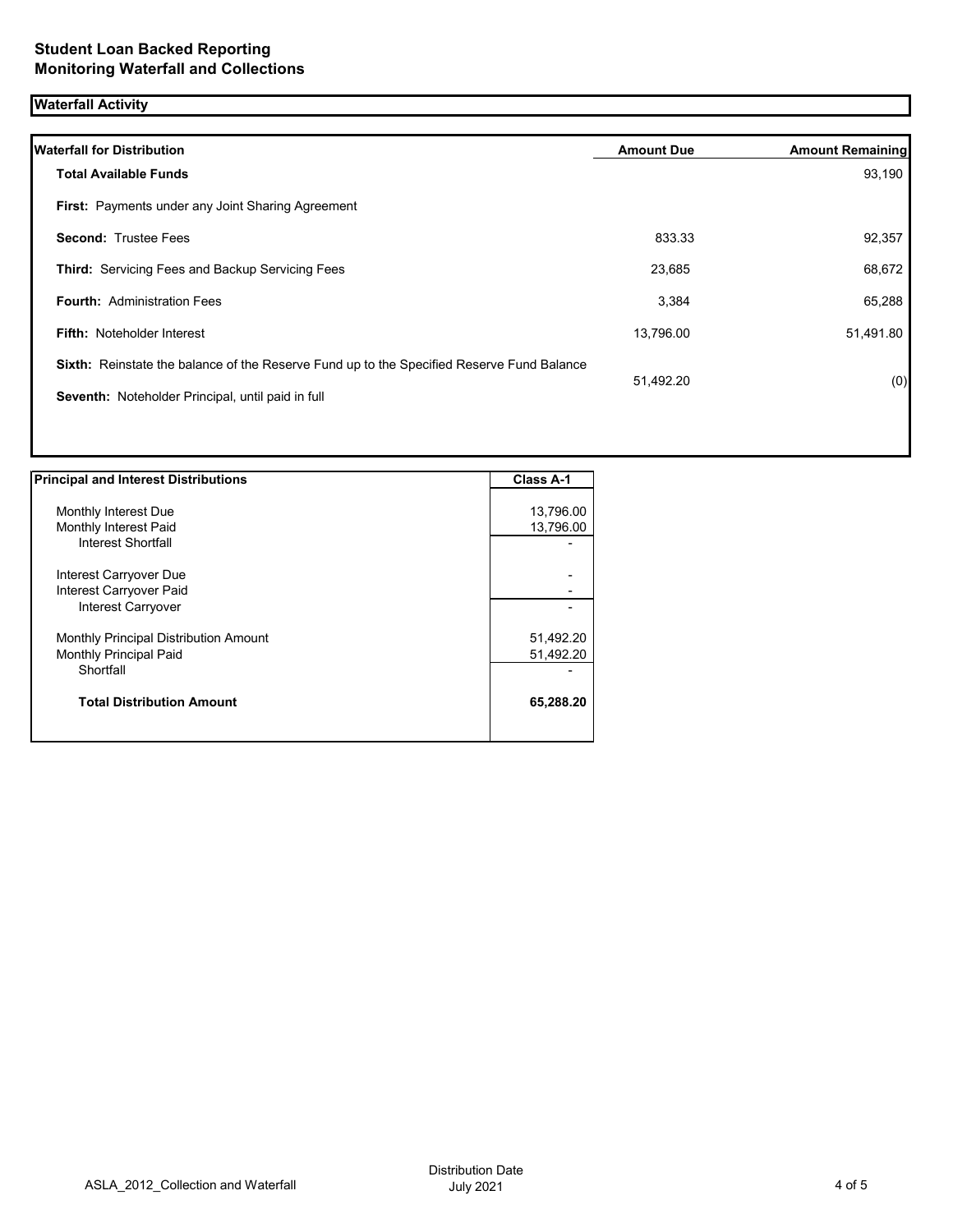# Student Loan Backed Reporting
# Monitoring Waterfall and Collections

## Waterfall Activity

| Waterfall for Distribution | Amount Due | Amount Remaining |
|---|---|---|
| **Total Available Funds** | | 93,190 |
| **First:** Payments under any Joint Sharing Agreement | | |
| **Second:** Trustee Fees | 833.33 | 92,357 |
| **Third:** Servicing Fees and Backup Servicing Fees | 23,685 | 68,672 |
| **Fourth:** Administration Fees | 3,384 | 65,288 |
| **Fifth:** Noteholder Interest | 13,796.00 | 51,491.80 |
| **Sixth:** Reinstate the balance of the Reserve Fund up to the Specified Reserve Fund Balance | | |
| **Seventh:** Noteholder Principal, until paid in full | 51,492.20 | (0) |

| Principal and Interest Distributions | Class A-1 |
|---|---|
| Monthly Interest Due | 13,796.00 |
| Monthly Interest Paid | 13,796.00 |
| Interest Shortfall | - |
| Interest Carryover Due | - |
| Interest Carryover Paid | - |
| Interest Carryover | - |
| Monthly Principal Distribution Amount | 51,492.20 |
| Monthly Principal Paid | 51,492.20 |
| Shortfall | - |
| **Total Distribution Amount** | **65,288.20** |

ASLA_2012_Collection and Waterfall — Distribution Date July 2021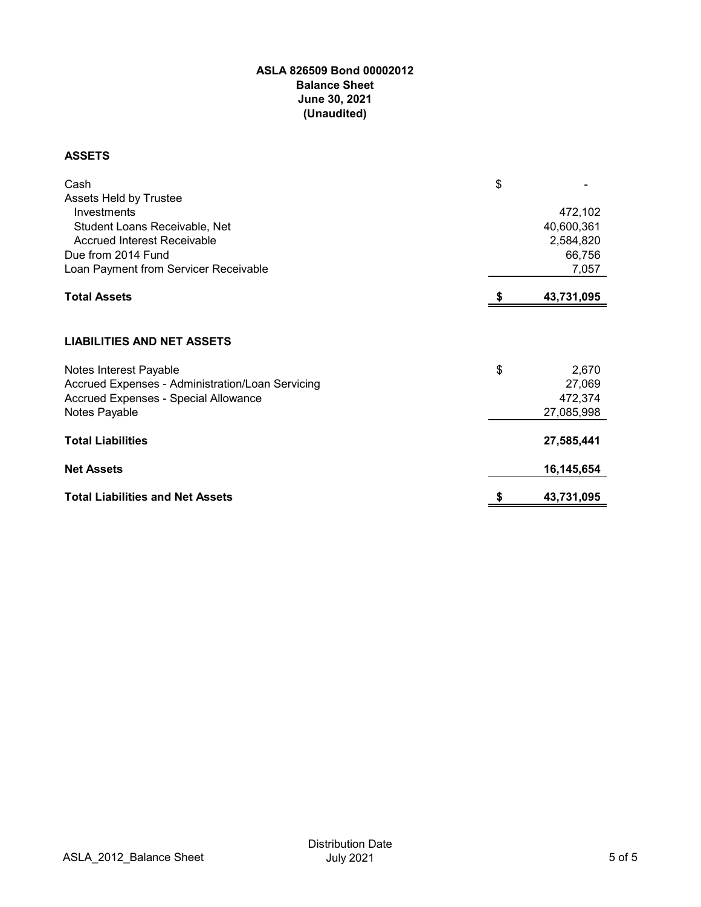**ASLA 826509 Bond 00002012**
**Balance Sheet**
**June 30, 2021**
**(Unaudited)**

**ASSETS**

| | | |
|---|---|---|
| Cash | $ | - |
| Assets Held by Trustee | | |
| Investments | | 472,102 |
| Student Loans Receivable, Net | | 40,600,361 |
| Accrued Interest Receivable | | 2,584,820 |
| Due from 2014 Fund | | 66,756 |
| Loan Payment from Servicer Receivable | | 7,057 |
| **Total Assets** | **$** | **43,731,095** |

**LIABILITIES AND NET ASSETS**

| | | |
|---|---|---|
| Notes Interest Payable | $ | 2,670 |
| Accrued Expenses - Administration/Loan Servicing | | 27,069 |
| Accrued Expenses - Special Allowance | | 472,374 |
| Notes Payable | | 27,085,998 |
| **Total Liabilities** | | **27,585,441** |
| **Net Assets** | | **16,145,654** |
| **Total Liabilities and Net Assets** | **$** | **43,731,095** |